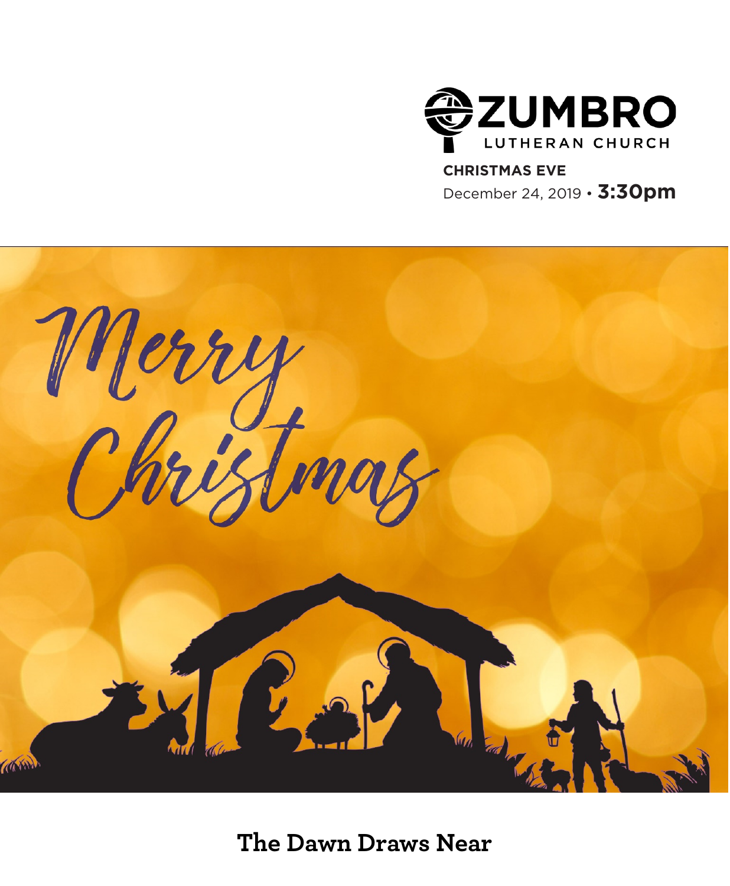ZUMBRO
LUTHERAN CHURCH

**CHRISTMAS EVE**

December 24, 2019 • **3:30pm**

Merry Christmas

# The Dawn Draws Near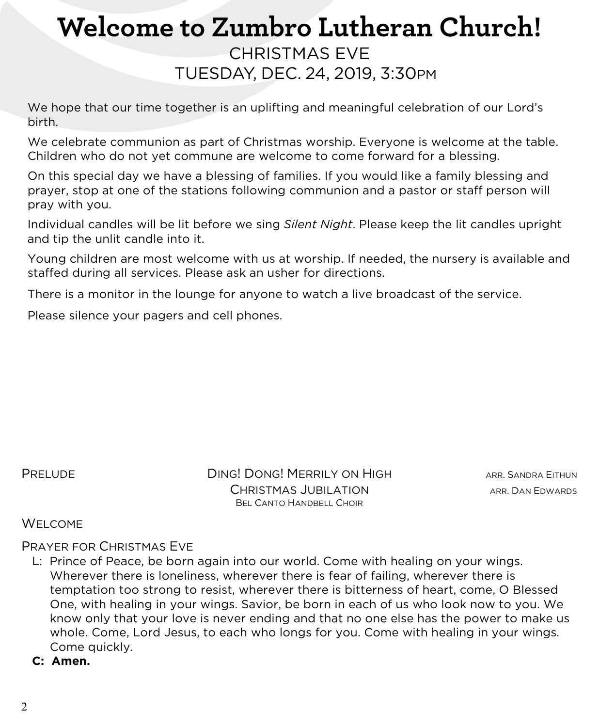# Welcome to Zumbro Lutheran Church!

CHRISTMAS EVE
TUESDAY, DEC. 24, 2019, 3:30PM

We hope that our time together is an uplifting and meaningful celebration of our Lord's birth.

We celebrate communion as part of Christmas worship. Everyone is welcome at the table. Children who do not yet commune are welcome to come forward for a blessing.

On this special day we have a blessing of families. If you would like a family blessing and prayer, stop at one of the stations following communion and a pastor or staff person will pray with you.

Individual candles will be lit before we sing *Silent Night*. Please keep the lit candles upright and tip the unlit candle into it.

Young children are most welcome with us at worship. If needed, the nursery is available and staffed during all services. Please ask an usher for directions.

There is a monitor in the lounge for anyone to watch a live broadcast of the service.

Please silence your pagers and cell phones.

PRELUDE — Ding! Dong! Merrily on High — arr. Sandra Eithun
Christmas Jubilation — arr. Dan Edwards
Bel Canto Handbell Choir

WELCOME

PRAYER FOR CHRISTMAS EVE

L: Prince of Peace, be born again into our world. Come with healing on your wings. Wherever there is loneliness, wherever there is fear of failing, wherever there is temptation too strong to resist, wherever there is bitterness of heart, come, O Blessed One, with healing in your wings. Savior, be born in each of us who look now to you. We know only that your love is never ending and that no one else has the power to make us whole. Come, Lord Jesus, to each who longs for you. Come with healing in your wings. Come quickly.

**C: Amen.**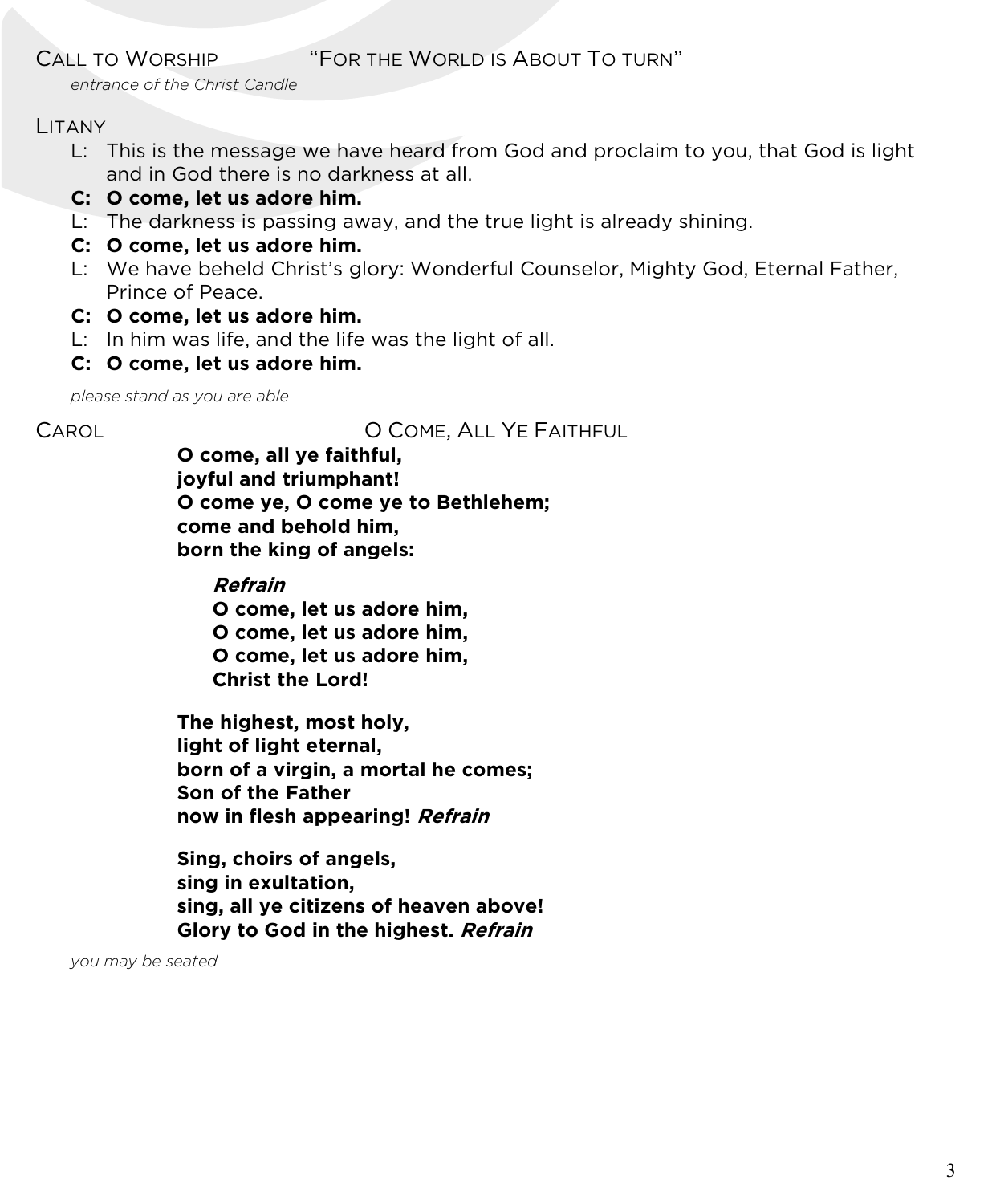CALL TO WORSHIP "FOR THE WORLD IS ABOUT TO TURN"

*entrance of the Christ Candle*

LITANY

L: This is the message we have heard from God and proclaim to you, that God is light and in God there is no darkness at all.

**C: O come, let us adore him.**

L: The darkness is passing away, and the true light is already shining.

**C: O come, let us adore him.**

L: We have beheld Christ's glory: Wonderful Counselor, Mighty God, Eternal Father, Prince of Peace.

**C: O come, let us adore him.**

L: In him was life, and the life was the light of all.

**C: O come, let us adore him.**

*please stand as you are able*

CAROL O COME, ALL YE FAITHFUL

**O come, all ye faithful,**
**joyful and triumphant!**
**O come ye, O come ye to Bethlehem;**
**come and behold him,**
**born the king of angels:**

***Refrain***
**O come, let us adore him,**
**O come, let us adore him,**
**O come, let us adore him,**
**Christ the Lord!**

**The highest, most holy,**
**light of light eternal,**
**born of a virgin, a mortal he comes;**
**Son of the Father**
**now in flesh appearing!** ***Refrain***

**Sing, choirs of angels,**
**sing in exultation,**
**sing, all ye citizens of heaven above!**
**Glory to God in the highest.** ***Refrain***

*you may be seated*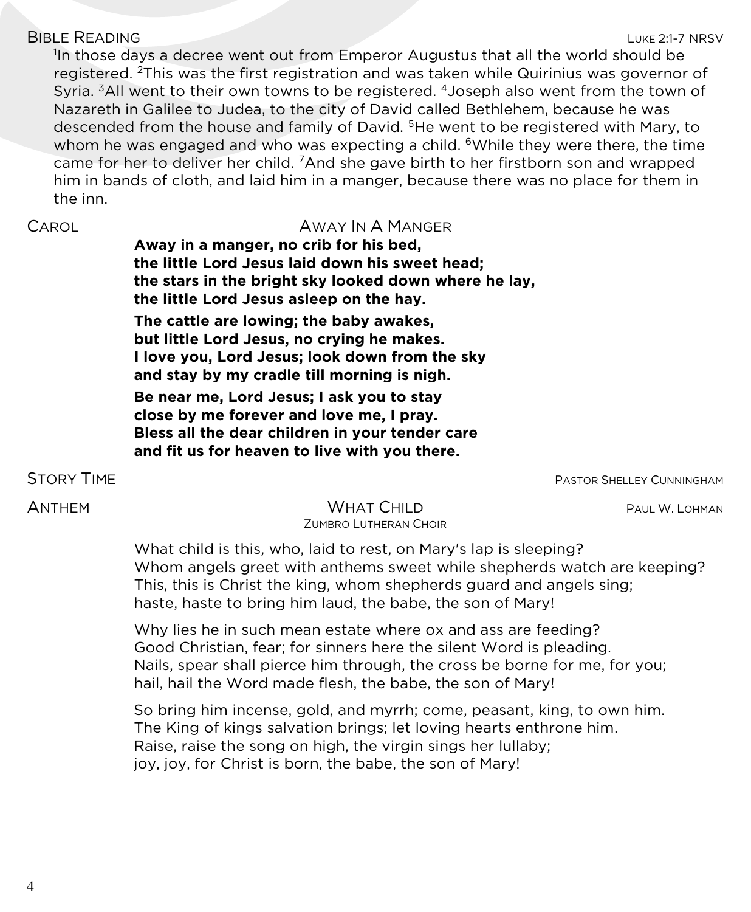## Bible Reading — Luke 2:1-7 NRSV

[1]In those days a decree went out from Emperor Augustus that all the world should be registered. [2]This was the first registration and was taken while Quirinius was governor of Syria. [3]All went to their own towns to be registered. [4]Joseph also went from the town of Nazareth in Galilee to Judea, to the city of David called Bethlehem, because he was descended from the house and family of David. [5]He went to be registered with Mary, to whom he was engaged and who was expecting a child. [6]While they were there, the time came for her to deliver her child. [7]And she gave birth to her firstborn son and wrapped him in bands of cloth, and laid him in a manger, because there was no place for them in the inn.

## Carol — Away In A Manger

**Away in a manger, no crib for his bed,**
**the little Lord Jesus laid down his sweet head;**
**the stars in the bright sky looked down where he lay,**
**the little Lord Jesus asleep on the hay.**

**The cattle are lowing; the baby awakes,**
**but little Lord Jesus, no crying he makes.**
**I love you, Lord Jesus; look down from the sky**
**and stay by my cradle till morning is nigh.**

**Be near me, Lord Jesus; I ask you to stay**
**close by me forever and love me, I pray.**
**Bless all the dear children in your tender care**
**and fit us for heaven to live with you there.**

## Story Time — Pastor Shelley Cunningham

## Anthem — What Child — Paul W. Lohman

Zumbro Lutheran Choir

What child is this, who, laid to rest, on Mary's lap is sleeping?
Whom angels greet with anthems sweet while shepherds watch are keeping?
This, this is Christ the king, whom shepherds guard and angels sing;
haste, haste to bring him laud, the babe, the son of Mary!

Why lies he in such mean estate where ox and ass are feeding?
Good Christian, fear; for sinners here the silent Word is pleading.
Nails, spear shall pierce him through, the cross be borne for me, for you;
hail, hail the Word made flesh, the babe, the son of Mary!

So bring him incense, gold, and myrrh; come, peasant, king, to own him.
The King of kings salvation brings; let loving hearts enthrone him.
Raise, raise the song on high, the virgin sings her lullaby;
joy, joy, for Christ is born, the babe, the son of Mary!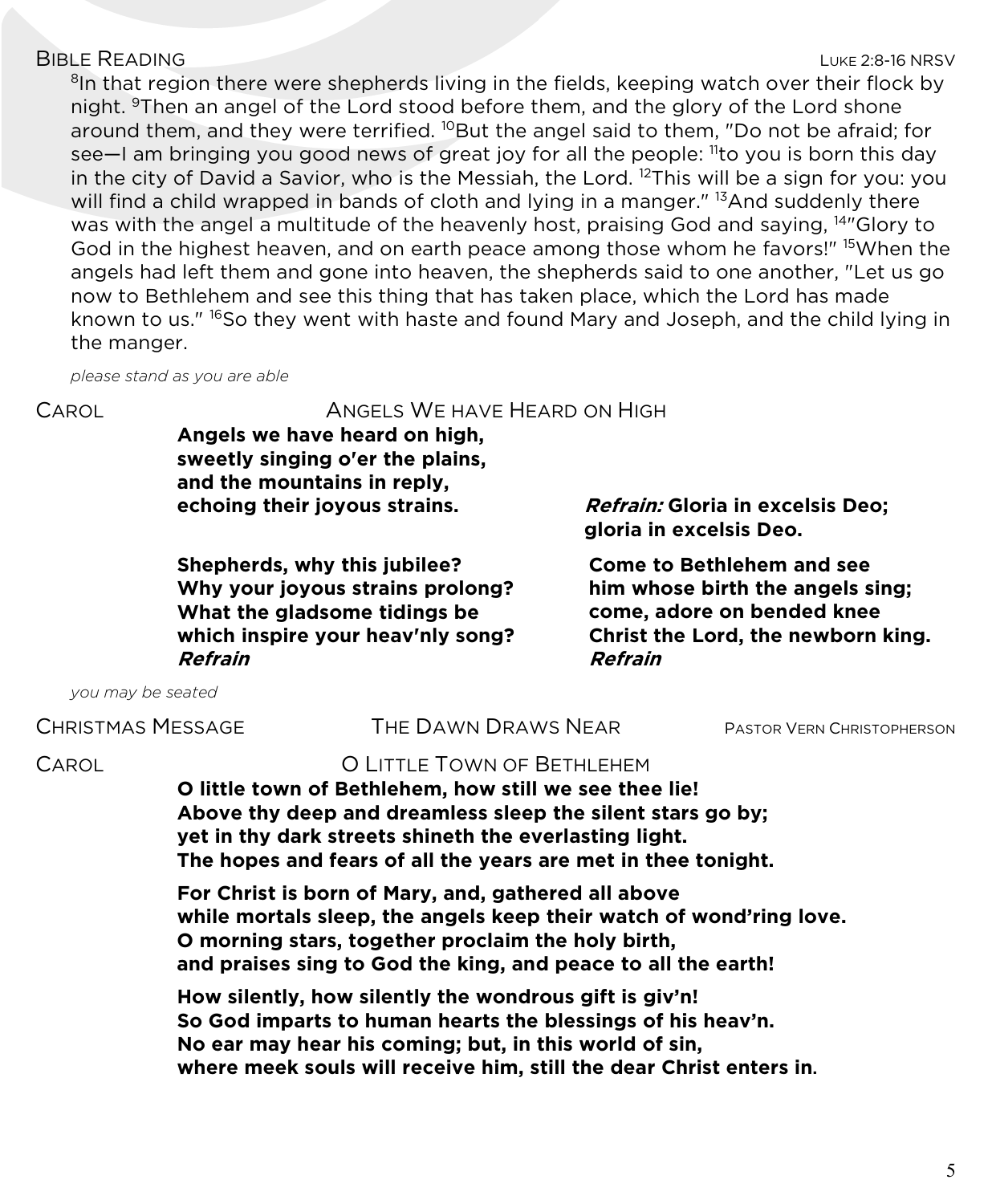BIBLE READING — LUKE 2:8-16 NRSV

[8]In that region there were shepherds living in the fields, keeping watch over their flock by night. [9]Then an angel of the Lord stood before them, and the glory of the Lord shone around them, and they were terrified. [10]But the angel said to them, "Do not be afraid; for see—I am bringing you good news of great joy for all the people: [11]to you is born this day in the city of David a Savior, who is the Messiah, the Lord. [12]This will be a sign for you: you will find a child wrapped in bands of cloth and lying in a manger." [13]And suddenly there was with the angel a multitude of the heavenly host, praising God and saying, [14]"Glory to God in the highest heaven, and on earth peace among those whom he favors!" [15]When the angels had left them and gone into heaven, the shepherds said to one another, "Let us go now to Bethlehem and see this thing that has taken place, which the Lord has made known to us." [16]So they went with haste and found Mary and Joseph, and the child lying in the manger.

*please stand as you are able*

CAROL — ANGELS WE HAVE HEARD ON HIGH

**Angels we have heard on high,**
**sweetly singing o'er the plains,**
**and the mountains in reply,**
**echoing their joyous strains.**

***Refrain:*** **Gloria in excelsis Deo;**
**gloria in excelsis Deo.**

**Shepherds, why this jubilee?**
**Why your joyous strains prolong?**
**What the gladsome tidings be**
**which inspire your heav'nly song?**
***Refrain***

**Come to Bethlehem and see**
**him whose birth the angels sing;**
**come, adore on bended knee**
**Christ the Lord, the newborn king.**
***Refrain***

*you may be seated*

CHRISTMAS MESSAGE — THE DAWN DRAWS NEAR — PASTOR VERN CHRISTOPHERSON

CAROL — O LITTLE TOWN OF BETHLEHEM

**O little town of Bethlehem, how still we see thee lie!**
**Above thy deep and dreamless sleep the silent stars go by;**
**yet in thy dark streets shineth the everlasting light.**
**The hopes and fears of all the years are met in thee tonight.**

**For Christ is born of Mary, and, gathered all above**
**while mortals sleep, the angels keep their watch of wond'ring love.**
**O morning stars, together proclaim the holy birth,**
**and praises sing to God the king, and peace to all the earth!**

**How silently, how silently the wondrous gift is giv'n!**
**So God imparts to human hearts the blessings of his heav'n.**
**No ear may hear his coming; but, in this world of sin,**
**where meek souls will receive him, still the dear Christ enters in.**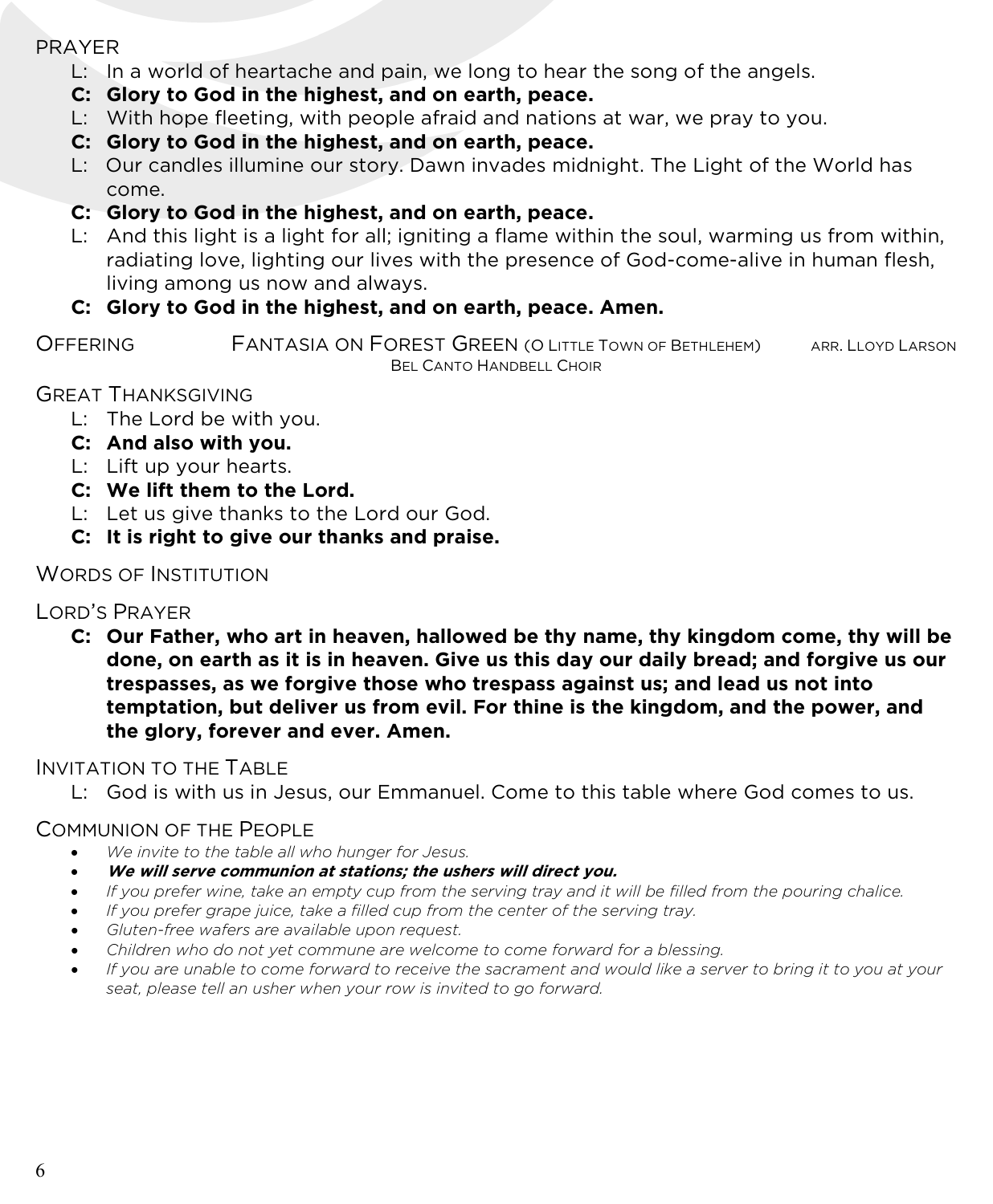## PRAYER

L: In a world of heartache and pain, we long to hear the song of the angels.

**C: Glory to God in the highest, and on earth, peace.**

L: With hope fleeting, with people afraid and nations at war, we pray to you.

**C: Glory to God in the highest, and on earth, peace.**

L: Our candles illumine our story. Dawn invades midnight. The Light of the World has come.

**C: Glory to God in the highest, and on earth, peace.**

L: And this light is a light for all; igniting a flame within the soul, warming us from within, radiating love, lighting our lives with the presence of God-come-alive in human flesh, living among us now and always.

**C: Glory to God in the highest, and on earth, peace. Amen.**

## OFFERING

FANTASIA ON FOREST GREEN (O LITTLE TOWN OF BETHLEHEM) — ARR. LLOYD LARSON

BEL CANTO HANDBELL CHOIR

## GREAT THANKSGIVING

L: The Lord be with you.

**C: And also with you.**

L: Lift up your hearts.

**C: We lift them to the Lord.**

L: Let us give thanks to the Lord our God.

**C: It is right to give our thanks and praise.**

## WORDS OF INSTITUTION

## LORD'S PRAYER

**C: Our Father, who art in heaven, hallowed be thy name, thy kingdom come, thy will be done, on earth as it is in heaven. Give us this day our daily bread; and forgive us our trespasses, as we forgive those who trespass against us; and lead us not into temptation, but deliver us from evil. For thine is the kingdom, and the power, and the glory, forever and ever. Amen.**

## INVITATION TO THE TABLE

L: God is with us in Jesus, our Emmanuel. Come to this table where God comes to us.

## COMMUNION OF THE PEOPLE

- *We invite to the table all who hunger for Jesus.*
- ***We will serve communion at stations; the ushers will direct you.***
- *If you prefer wine, take an empty cup from the serving tray and it will be filled from the pouring chalice.*
- *If you prefer grape juice, take a filled cup from the center of the serving tray.*
- *Gluten-free wafers are available upon request.*
- *Children who do not yet commune are welcome to come forward for a blessing.*
- *If you are unable to come forward to receive the sacrament and would like a server to bring it to you at your seat, please tell an usher when your row is invited to go forward.*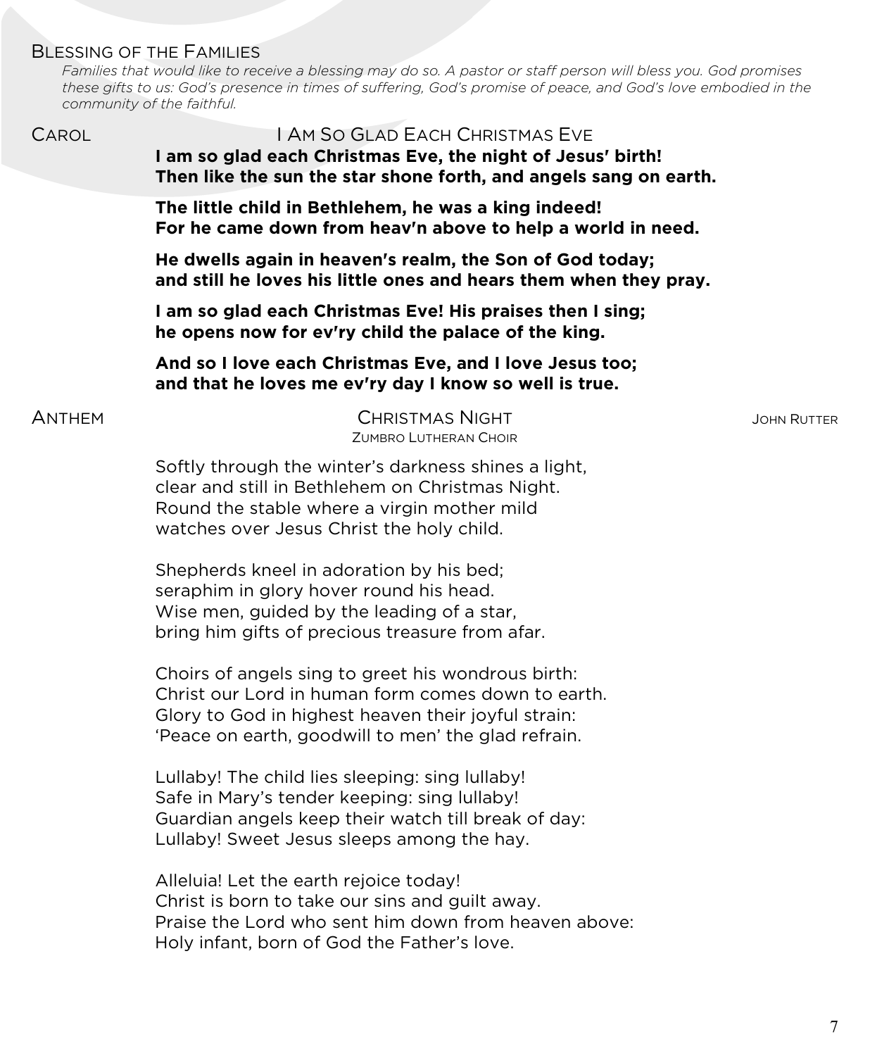## Blessing of the Families

*Families that would like to receive a blessing may do so. A pastor or staff person will bless you. God promises these gifts to us: God's presence in times of suffering, God's promise of peace, and God's love embodied in the community of the faithful.*

## Carol — I Am So Glad Each Christmas Eve

**I am so glad each Christmas Eve, the night of Jesus' birth!**
**Then like the sun the star shone forth, and angels sang on earth.**

**The little child in Bethlehem, he was a king indeed!**
**For he came down from heav'n above to help a world in need.**

**He dwells again in heaven's realm, the Son of God today;**
**and still he loves his little ones and hears them when they pray.**

**I am so glad each Christmas Eve! His praises then I sing;**
**he opens now for ev'ry child the palace of the king.**

**And so I love each Christmas Eve, and I love Jesus too;**
**and that he loves me ev'ry day I know so well is true.**

## Anthem — Christmas Night — John Rutter

Zumbro Lutheran Choir

Softly through the winter's darkness shines a light,
clear and still in Bethlehem on Christmas Night.
Round the stable where a virgin mother mild
watches over Jesus Christ the holy child.

Shepherds kneel in adoration by his bed;
seraphim in glory hover round his head.
Wise men, guided by the leading of a star,
bring him gifts of precious treasure from afar.

Choirs of angels sing to greet his wondrous birth:
Christ our Lord in human form comes down to earth.
Glory to God in highest heaven their joyful strain:
'Peace on earth, goodwill to men' the glad refrain.

Lullaby! The child lies sleeping: sing lullaby!
Safe in Mary's tender keeping: sing lullaby!
Guardian angels keep their watch till break of day:
Lullaby! Sweet Jesus sleeps among the hay.

Alleluia! Let the earth rejoice today!
Christ is born to take our sins and guilt away.
Praise the Lord who sent him down from heaven above:
Holy infant, born of God the Father's love.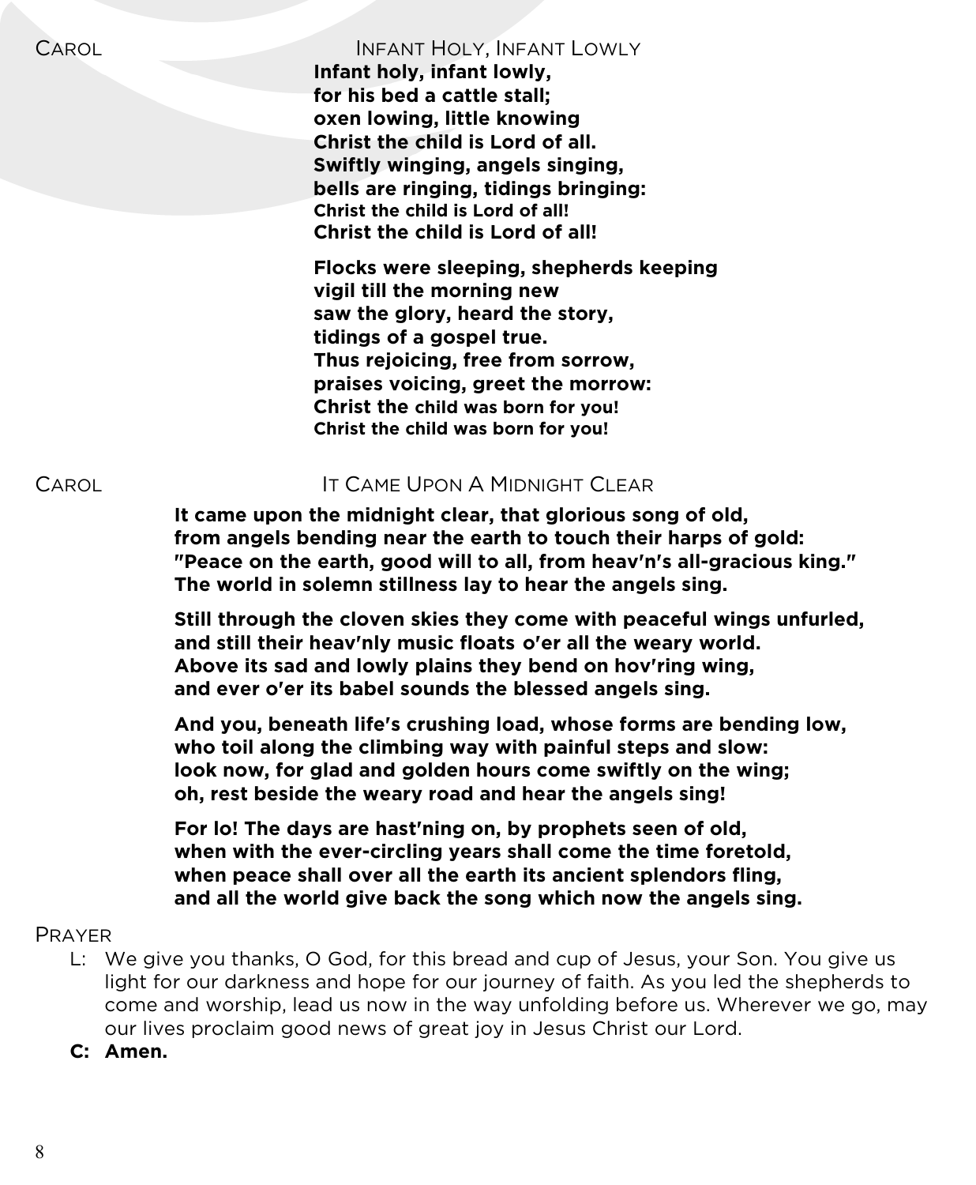CAROL **INFANT HOLY, INFANT LOWLY**

**Infant holy, infant lowly,**
**for his bed a cattle stall;**
**oxen lowing, little knowing**
**Christ the child is Lord of all.**
**Swiftly winging, angels singing,**
**bells are ringing, tidings bringing:**
**Christ the child is Lord of all!**
**Christ the child is Lord of all!**

**Flocks were sleeping, shepherds keeping**
**vigil till the morning new**
**saw the glory, heard the story,**
**tidings of a gospel true.**
**Thus rejoicing, free from sorrow,**
**praises voicing, greet the morrow:**
**Christ the child was born for you!**
**Christ the child was born for you!**

CAROL **IT CAME UPON A MIDNIGHT CLEAR**

**It came upon the midnight clear, that glorious song of old,**
**from angels bending near the earth to touch their harps of gold:**
**"Peace on the earth, good will to all, from heav'n's all-gracious king."**
**The world in solemn stillness lay to hear the angels sing.**

**Still through the cloven skies they come with peaceful wings unfurled,**
**and still their heav'nly music floats o'er all the weary world.**
**Above its sad and lowly plains they bend on hov'ring wing,**
**and ever o'er its babel sounds the blessed angels sing.**

**And you, beneath life's crushing load, whose forms are bending low,**
**who toil along the climbing way with painful steps and slow:**
**look now, for glad and golden hours come swiftly on the wing;**
**oh, rest beside the weary road and hear the angels sing!**

**For lo! The days are hast'ning on, by prophets seen of old,**
**when with the ever-circling years shall come the time foretold,**
**when peace shall over all the earth its ancient splendors fling,**
**and all the world give back the song which now the angels sing.**

PRAYER

L: We give you thanks, O God, for this bread and cup of Jesus, your Son. You give us light for our darkness and hope for our journey of faith. As you led the shepherds to come and worship, lead us now in the way unfolding before us. Wherever we go, may our lives proclaim good news of great joy in Jesus Christ our Lord.

**C: Amen.**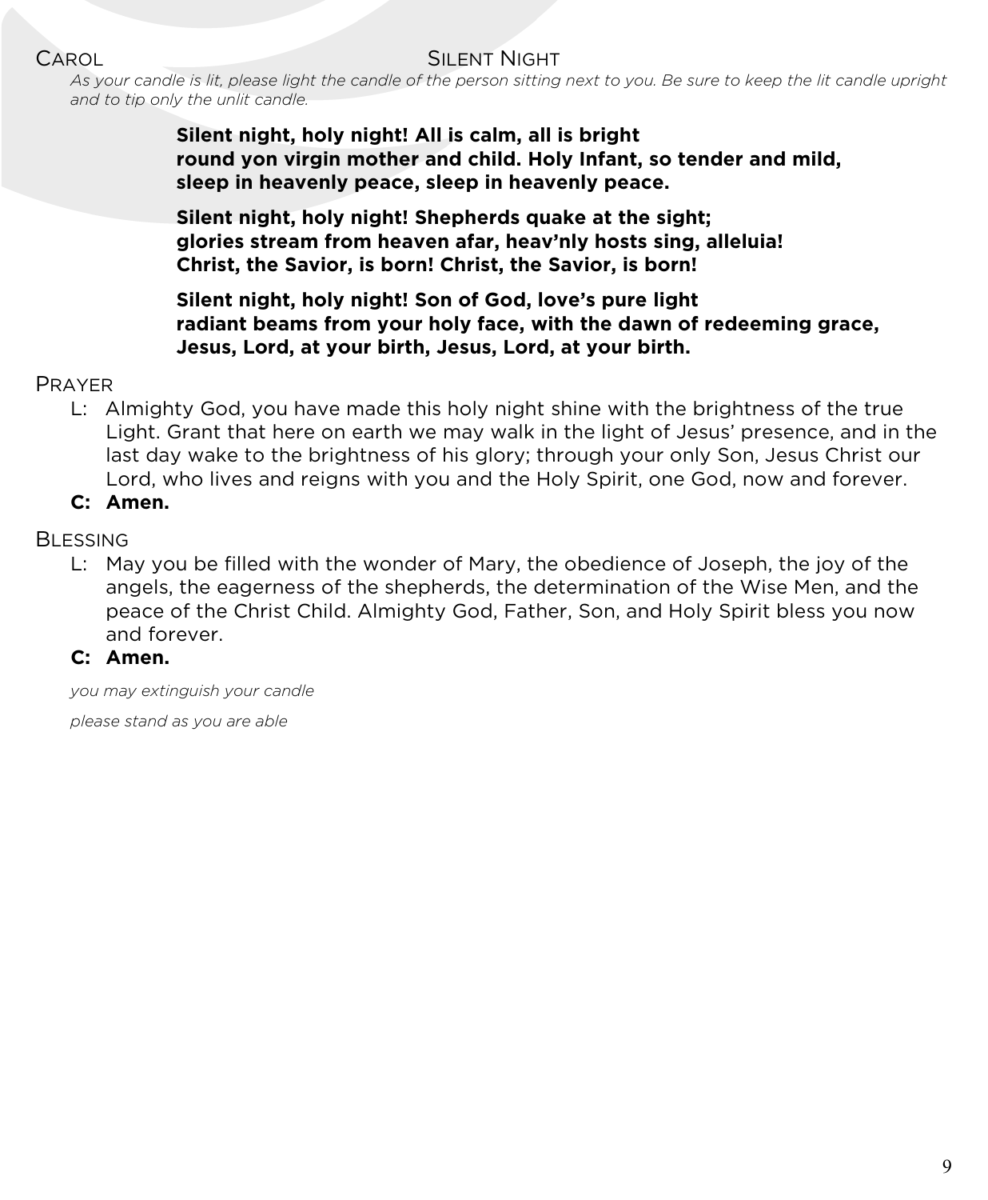## CAROL — SILENT NIGHT

*As your candle is lit, please light the candle of the person sitting next to you. Be sure to keep the lit candle upright and to tip only the unlit candle.*

**Silent night, holy night! All is calm, all is bright**
**round yon virgin mother and child. Holy Infant, so tender and mild,**
**sleep in heavenly peace, sleep in heavenly peace.**

**Silent night, holy night! Shepherds quake at the sight;**
**glories stream from heaven afar, heav'nly hosts sing, alleluia!**
**Christ, the Savior, is born! Christ, the Savior, is born!**

**Silent night, holy night! Son of God, love's pure light**
**radiant beams from your holy face, with the dawn of redeeming grace,**
**Jesus, Lord, at your birth, Jesus, Lord, at your birth.**

## PRAYER

L: Almighty God, you have made this holy night shine with the brightness of the true Light. Grant that here on earth we may walk in the light of Jesus' presence, and in the last day wake to the brightness of his glory; through your only Son, Jesus Christ our Lord, who lives and reigns with you and the Holy Spirit, one God, now and forever.

**C: Amen.**

## BLESSING

L: May you be filled with the wonder of Mary, the obedience of Joseph, the joy of the angels, the eagerness of the shepherds, the determination of the Wise Men, and the peace of the Christ Child. Almighty God, Father, Son, and Holy Spirit bless you now and forever.

**C: Amen.**

*you may extinguish your candle*

*please stand as you are able*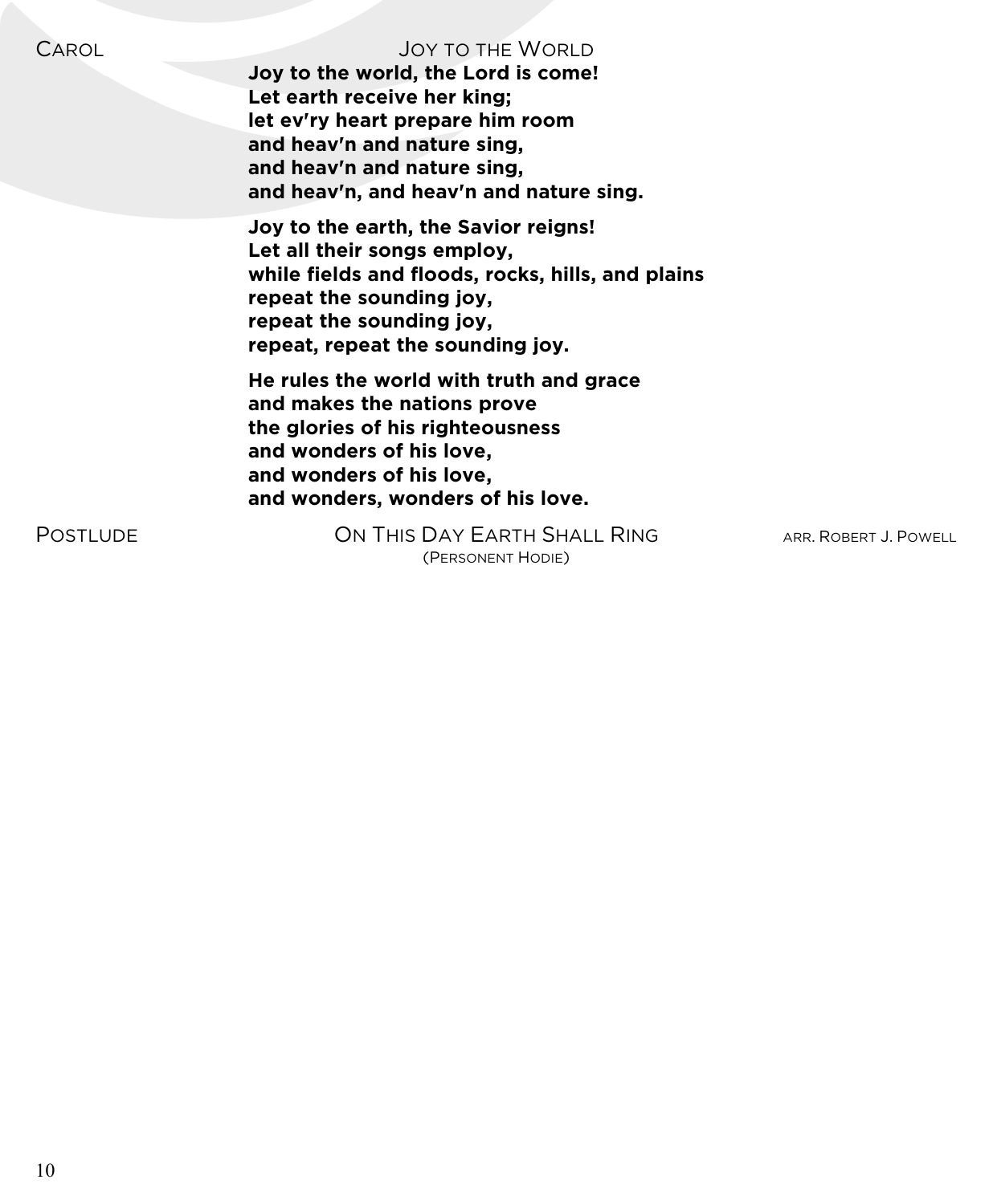CAROL — JOY TO THE WORLD

**Joy to the world, the Lord is come!**
**Let earth receive her king;**
**let ev'ry heart prepare him room**
**and heav'n and nature sing,**
**and heav'n and nature sing,**
**and heav'n, and heav'n and nature sing.**

**Joy to the earth, the Savior reigns!**
**Let all their songs employ,**
**while fields and floods, rocks, hills, and plains**
**repeat the sounding joy,**
**repeat the sounding joy,**
**repeat, repeat the sounding joy.**

**He rules the world with truth and grace**
**and makes the nations prove**
**the glories of his righteousness**
**and wonders of his love,**
**and wonders of his love,**
**and wonders, wonders of his love.**

POSTLUDE — ON THIS DAY EARTH SHALL RING (PERSONENT HODIE) — ARR. ROBERT J. POWELL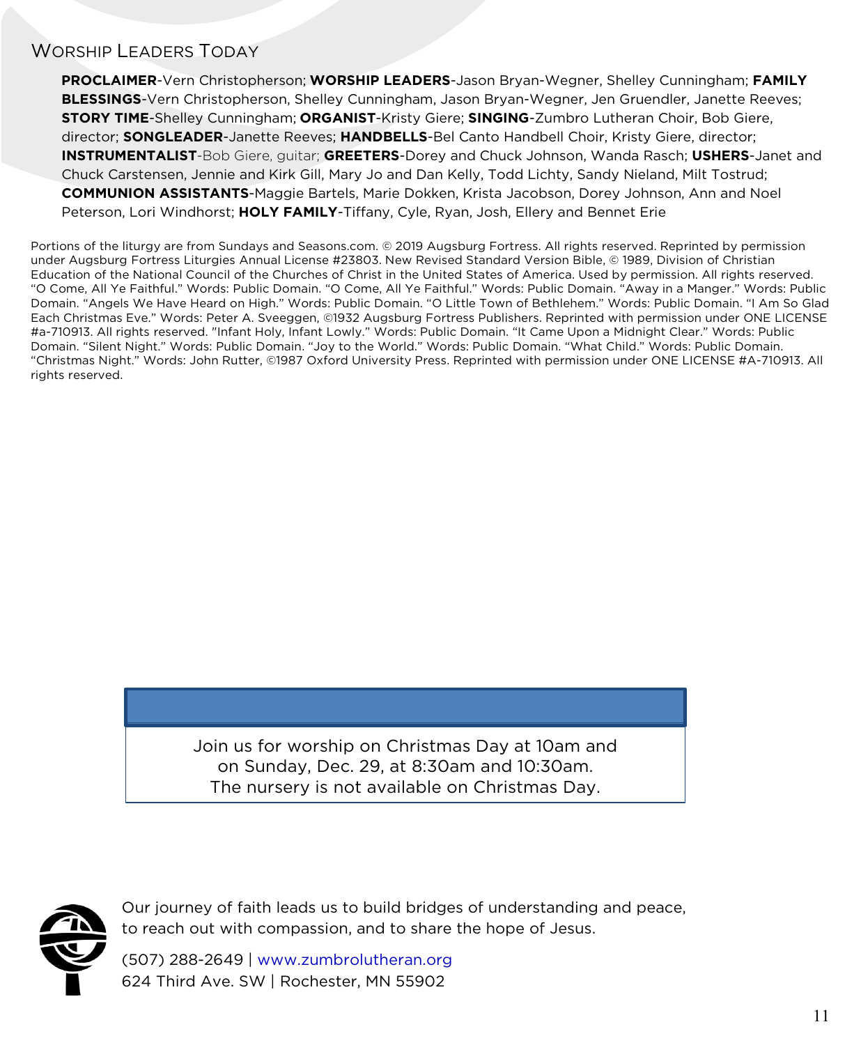## Worship Leaders Today

**PROCLAIMER**-Vern Christopherson; **WORSHIP LEADERS**-Jason Bryan-Wegner, Shelley Cunningham; **FAMILY BLESSINGS**-Vern Christopherson, Shelley Cunningham, Jason Bryan-Wegner, Jen Gruendler, Janette Reeves; **STORY TIME**-Shelley Cunningham; **ORGANIST**-Kristy Giere; **SINGING**-Zumbro Lutheran Choir, Bob Giere, director; **SONGLEADER**-Janette Reeves; **HANDBELLS**-Bel Canto Handbell Choir, Kristy Giere, director; **INSTRUMENTALIST**-Bob Giere, guitar; **GREETERS**-Dorey and Chuck Johnson, Wanda Rasch; **USHERS**-Janet and Chuck Carstensen, Jennie and Kirk Gill, Mary Jo and Dan Kelly, Todd Lichty, Sandy Nieland, Milt Tostrud; **COMMUNION ASSISTANTS**-Maggie Bartels, Marie Dokken, Krista Jacobson, Dorey Johnson, Ann and Noel Peterson, Lori Windhorst; **HOLY FAMILY**-Tiffany, Cyle, Ryan, Josh, Ellery and Bennet Erie

Portions of the liturgy are from Sundays and Seasons.com. © 2019 Augsburg Fortress. All rights reserved. Reprinted by permission under Augsburg Fortress Liturgies Annual License #23803. New Revised Standard Version Bible, © 1989, Division of Christian Education of the National Council of the Churches of Christ in the United States of America. Used by permission. All rights reserved. "O Come, All Ye Faithful." Words: Public Domain. "O Come, All Ye Faithful." Words: Public Domain. "Away in a Manger." Words: Public Domain. "Angels We Have Heard on High." Words: Public Domain. "O Little Town of Bethlehem." Words: Public Domain. "I Am So Glad Each Christmas Eve." Words: Peter A. Sveeggen, ©1932 Augsburg Fortress Publishers. Reprinted with permission under ONE LICENSE #a-710913. All rights reserved. "Infant Holy, Infant Lowly." Words: Public Domain. "It Came Upon a Midnight Clear." Words: Public Domain. "Silent Night." Words: Public Domain. "Joy to the World." Words: Public Domain. "What Child." Words: Public Domain. "Christmas Night." Words: John Rutter, ©1987 Oxford University Press. Reprinted with permission under ONE LICENSE #A-710913. All rights reserved.

Join us for worship on Christmas Day at 10am and on Sunday, Dec. 29, at 8:30am and 10:30am. The nursery is not available on Christmas Day.

Our journey of faith leads us to build bridges of understanding and peace, to reach out with compassion, and to share the hope of Jesus.

(507) 288-2649 | www.zumbrolutheran.org
624 Third Ave. SW | Rochester, MN 55902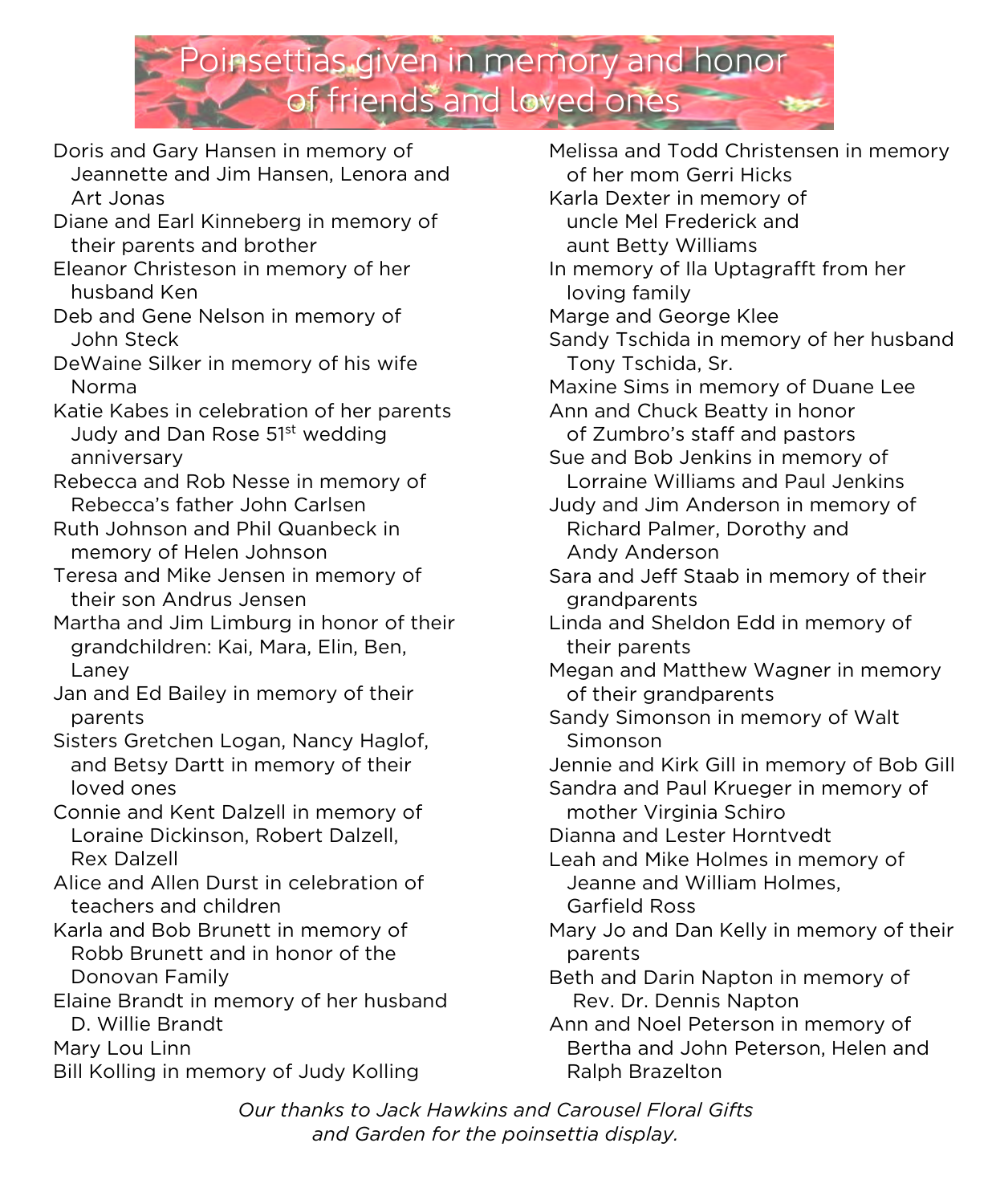# Poinsettias given in memory and honor of friends and loved ones

Doris and Gary Hansen in memory of Jeannette and Jim Hansen, Lenora and Art Jonas

Diane and Earl Kinneberg in memory of their parents and brother

Eleanor Christeson in memory of her husband Ken

Deb and Gene Nelson in memory of John Steck

DeWaine Silker in memory of his wife Norma

Katie Kabes in celebration of her parents Judy and Dan Rose 51st wedding anniversary

Rebecca and Rob Nesse in memory of Rebecca's father John Carlsen

Ruth Johnson and Phil Quanbeck in memory of Helen Johnson

Teresa and Mike Jensen in memory of their son Andrus Jensen

Martha and Jim Limburg in honor of their grandchildren: Kai, Mara, Elin, Ben, Laney

Jan and Ed Bailey in memory of their parents

Sisters Gretchen Logan, Nancy Haglof, and Betsy Dartt in memory of their loved ones

Connie and Kent Dalzell in memory of Loraine Dickinson, Robert Dalzell, Rex Dalzell

Alice and Allen Durst in celebration of teachers and children

Karla and Bob Brunett in memory of Robb Brunett and in honor of the Donovan Family

Elaine Brandt in memory of her husband D. Willie Brandt

Mary Lou Linn

Bill Kolling in memory of Judy Kolling

Melissa and Todd Christensen in memory of her mom Gerri Hicks

Karla Dexter in memory of uncle Mel Frederick and aunt Betty Williams

In memory of Ila Uptagrafft from her loving family

Marge and George Klee

Sandy Tschida in memory of her husband Tony Tschida, Sr.

Maxine Sims in memory of Duane Lee

Ann and Chuck Beatty in honor of Zumbro's staff and pastors

Sue and Bob Jenkins in memory of Lorraine Williams and Paul Jenkins

Judy and Jim Anderson in memory of Richard Palmer, Dorothy and Andy Anderson

Sara and Jeff Staab in memory of their grandparents

Linda and Sheldon Edd in memory of their parents

Megan and Matthew Wagner in memory of their grandparents

Sandy Simonson in memory of Walt Simonson

Jennie and Kirk Gill in memory of Bob Gill

Sandra and Paul Krueger in memory of mother Virginia Schiro

Dianna and Lester Horntvedt

Leah and Mike Holmes in memory of Jeanne and William Holmes, Garfield Ross

Mary Jo and Dan Kelly in memory of their parents

Beth and Darin Napton in memory of Rev. Dr. Dennis Napton

Ann and Noel Peterson in memory of Bertha and John Peterson, Helen and Ralph Brazelton

*Our thanks to Jack Hawkins and Carousel Floral Gifts and Garden for the poinsettia display.*